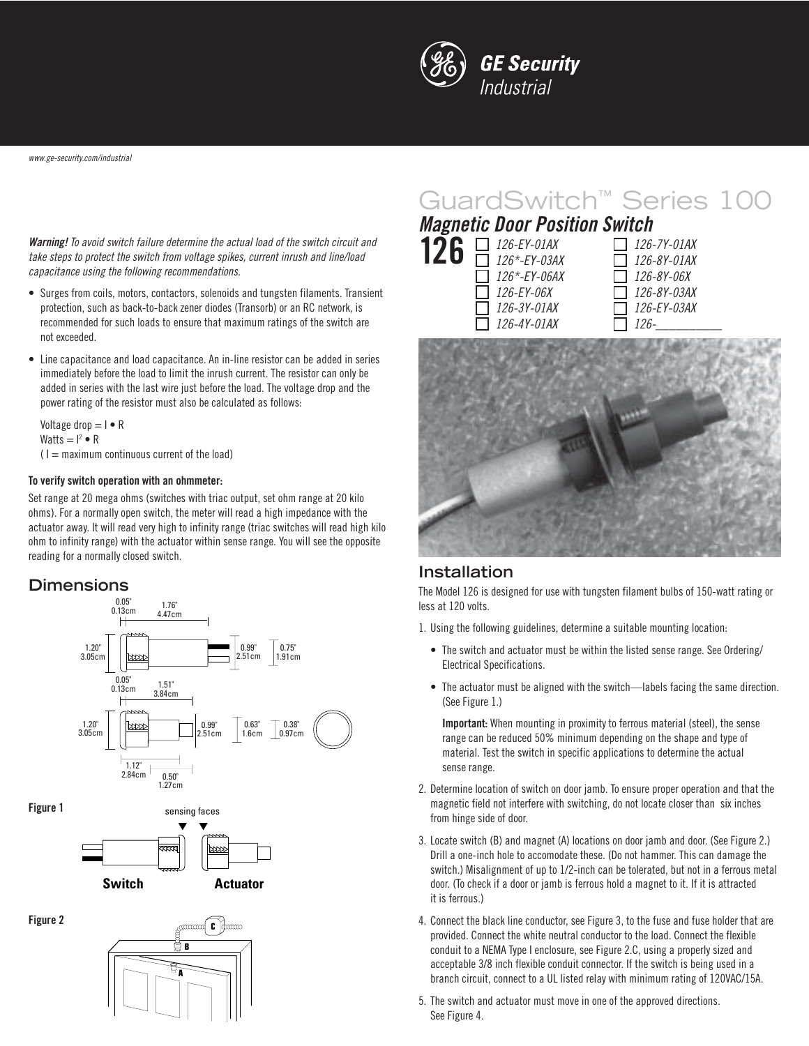GE Security
Industrial

www.ge-security.com/industrial

# GuardSwitch™ Series 100

## *Magnetic Door Position Switch*

**126**

- ☐ *126-EY-01AX*
- ☐ *126*-EY-03AX*
- ☐ *126*-EY-06AX*
- ☐ *126-EY-06X*
- ☐ *126-3Y-01AX*
- ☐ *126-4Y-01AX*
- ☐ *126-7Y-01AX*
- ☐ *126-8Y-01AX*
- ☐ *126-8Y-06X*
- ☐ *126-8Y-03AX*
- ☐ *126-EY-03AX*
- ☐ *126-\_\_\_\_\_\_\_\_\_\_*

***Warning!*** *To avoid switch failure determine the actual load of the switch circuit and take steps to protect the switch from voltage spikes, current inrush and line/load capacitance using the following recommendations.*

- Surges from coils, motors, contactors, solenoids and tungsten filaments. Transient protection, such as back-to-back zener diodes (Transorb) or an RC network, is recommended for such loads to ensure that maximum ratings of the switch are not exceeded.
- Line capacitance and load capacitance. An in-line resistor can be added in series immediately before the load to limit the inrush current. The resistor can only be added in series with the last wire just before the load. The voltage drop and the power rating of the resistor must also be calculated as follows:

  Voltage drop = $I \cdot R$
  Watts = $I^2 \cdot R$
  ( I = maximum continuous current of the load)

**To verify switch operation with an ohmmeter:**

Set range at 20 mega ohms (switches with triac output, set ohm range at 20 kilo ohms). For a normally open switch, the meter will read a high impedance with the actuator away. It will read very high to infinity range (triac switches will read high kilo ohm to infinity range) with the actuator within sense range. You will see the opposite reading for a normally closed switch.

## Dimensions

0.05" 0.13cm; 1.76" 4.47cm; 1.20" 3.05cm; 0.99" 2.51cm; 0.75" 1.91cm

0.05" 0.13cm; 1.51" 3.84cm; 1.20" 3.05cm; 0.99" 2.51cm; 0.63" 1.6cm; 0.38" 0.97cm; 1.12" 2.84cm; 0.50" 1.27cm

**Figure 1**

sensing faces

**Switch** **Actuator**

**Figure 2**

## Installation

The Model 126 is designed for use with tungsten filament bulbs of 150-watt rating or less at 120 volts.

1. Using the following guidelines, determine a suitable mounting location:
   - The switch and actuator must be within the listed sense range. See Ordering/ Electrical Specifications.
   - The actuator must be aligned with the switch—labels facing the same direction. (See Figure 1.)

     **Important:** When mounting in proximity to ferrous material (steel), the sense range can be reduced 50% minimum depending on the shape and type of material. Test the switch in specific applications to determine the actual sense range.
2. Determine location of switch on door jamb. To ensure proper operation and that the magnetic field not interfere with switching, do not locate closer than six inches from hinge side of door.
3. Locate switch (B) and magnet (A) locations on door jamb and door. (See Figure 2.) Drill a one-inch hole to accomodate these. (Do not hammer. This can damage the switch.) Misalignment of up to 1/2-inch can be tolerated, but not in a ferrous metal door. (To check if a door or jamb is ferrous hold a magnet to it. If it is attracted it is ferrous.)
4. Connect the black line conductor, see Figure 3, to the fuse and fuse holder that are provided. Connect the white neutral conductor to the load. Connect the flexible conduit to a NEMA Type I enclosure, see Figure 2.C, using a properly sized and acceptable 3/8 inch flexible conduit connector. If the switch is being used in a branch circuit, connect to a UL listed relay with minimum rating of 120VAC/15A.
5. The switch and actuator must move in one of the approved directions. See Figure 4.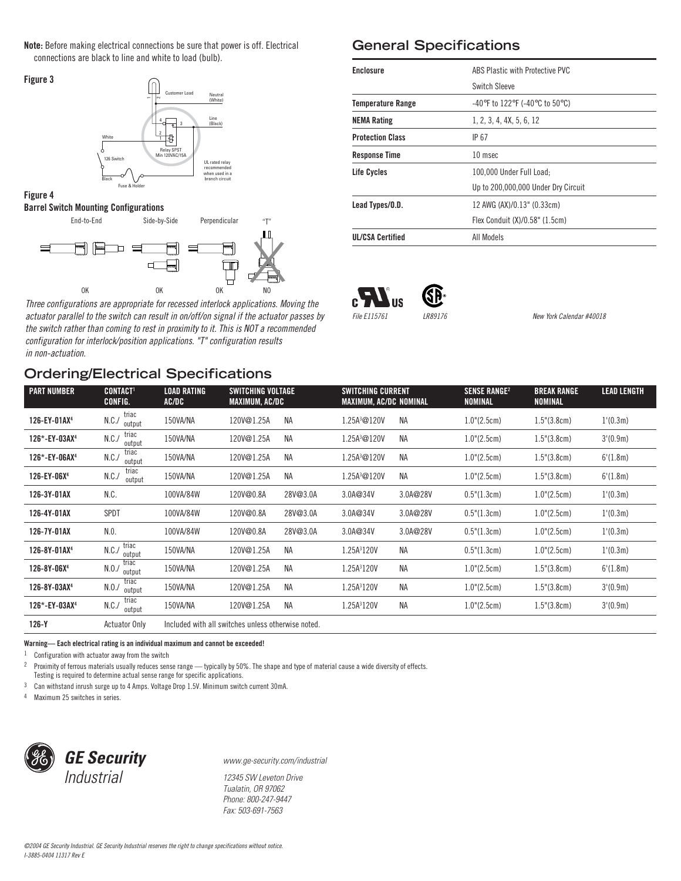**Note:** Before making electrical connections be sure that power is off. Electrical connections are black to line and white to load (bulb).

**Figure 3**

Customer Load
Neutral (White)
Line (Black)
White
126 Switch
Black
Fuse & Holder
Relay SPST Min 120VAC/15A
UL rated relay recommended when used in a branch circuit

**Figure 4**
**Barrel Switch Mounting Configurations**

End-to-End — OK
Side-by-Side — OK
Perpendicular — OK
"T" — NO

*Three configurations are appropriate for recessed interlock applications. Moving the actuator parallel to the switch can result in on/off/on signal if the actuator passes by the switch rather than coming to rest in proximity to it. This is NOT a recommended configuration for interlock/position applications. "T" configuration results in non-actuation.*

## General Specifications

| | |
|---|---|
| **Enclosure** | ABS Plastic with Protective PVC Switch Sleeve |
| **Temperature Range** | -40°F to 122°F (-40°C to 50°C) |
| **NEMA Rating** | 1, 2, 3, 4, 4X, 5, 6, 12 |
| **Protection Class** | IP 67 |
| **Response Time** | 10 msec |
| **Life Cycles** | 100,000 Under Full Load; Up to 200,000,000 Under Dry Circuit |
| **Lead Types/O.D.** | 12 AWG (AX)/0.13" (0.33cm); Flex Conduit (X)/0.58" (1.5cm) |
| **UL/CSA Certified** | All Models |

*File E115761* *LR89176* *New York Calendar #40018*

## Ordering/Electrical Specifications

| PART NUMBER | CONTACT[1] CONFIG. | LOAD RATING AC/DC | SWITCHING VOLTAGE MAXIMUM, AC/DC | | SWITCHING CURRENT MAXIMUM, AC/DC NOMINAL | | SENSE RANGE[2] NOMINAL | BREAK RANGE NOMINAL | LEAD LENGTH |
|---|---|---|---|---|---|---|---|---|---|
| 126-EY-01AX[4] | N.C./ triac output | 150VA/NA | 120V@1.25A | NA | 1.25A[3]@120V | NA | 1.0"(2.5cm) | 1.5"(3.8cm) | 1'(0.3m) |
| 126*-EY-03AX[4] | N.C./ triac output | 150VA/NA | 120V@1.25A | NA | 1.25A[3]@120V | NA | 1.0"(2.5cm) | 1.5"(3.8cm) | 3'(0.9m) |
| 126*-EY-06AX[4] | N.C./ triac output | 150VA/NA | 120V@1.25A | NA | 1.25A[3]@120V | NA | 1.0"(2.5cm) | 1.5"(3.8cm) | 6'(1.8m) |
| 126-EY-06X[4] | N.C./ triac output | 150VA/NA | 120V@1.25A | NA | 1.25A[3]@120V | NA | 1.0"(2.5cm) | 1.5"(3.8cm) | 6'(1.8m) |
| 126-3Y-01AX | N.C. | 100VA/84W | 120V@0.8A | 28V@3.0A | 3.0A@34V | 3.0A@28V | 0.5"(1.3cm) | 1.0"(2.5cm) | 1'(0.3m) |
| 126-4Y-01AX | SPDT | 100VA/84W | 120V@0.8A | 28V@3.0A | 3.0A@34V | 3.0A@28V | 0.5"(1.3cm) | 1.0"(2.5cm) | 1'(0.3m) |
| 126-7Y-01AX | N.O. | 100VA/84W | 120V@0.8A | 28V@3.0A | 3.0A@34V | 3.0A@28V | 0.5"(1.3cm) | 1.0"(2.5cm) | 1'(0.3m) |
| 126-8Y-01AX[4] | N.C./ triac output | 150VA/NA | 120V@1.25A | NA | 1.25A[3]120V | NA | 0.5"(1.3cm) | 1.0"(2.5cm) | 1'(0.3m) |
| 126-8Y-06X[4] | N.O./ triac output | 150VA/NA | 120V@1.25A | NA | 1.25A[3]120V | NA | 1.0"(2.5cm) | 1.5"(3.8cm) | 6'(1.8m) |
| 126-8Y-03AX[4] | N.O./ triac output | 150VA/NA | 120V@1.25A | NA | 1.25A[3]120V | NA | 1.0"(2.5cm) | 1.5"(3.8cm) | 3'(0.9m) |
| 126*-EY-03AX[4] | N.C./ triac output | 150VA/NA | 120V@1.25A | NA | 1.25A[3]120V | NA | 1.0"(2.5cm) | 1.5"(3.8cm) | 3'(0.9m) |
| 126-Y | Actuator Only | Included with all switches unless otherwise noted. | | | | | | | |

**Warning— Each electrical rating is an individual maximum and cannot be exceeded!**

[1] Configuration with actuator away from the switch

[2] Proximity of ferrous materials usually reduces sense range — typically by 50%. The shape and type of material cause a wide diversity of effects. Testing is required to determine actual sense range for specific applications.

[3] Can withstand inrush surge up to 4 Amps. Voltage Drop 1.5V. Minimum switch current 30mA.

[4] Maximum 25 switches in series.

**GE Security**
*Industrial*

*www.ge-security.com/industrial*

*12345 SW Leveton Drive*
*Tualatin, OR 97062*
*Phone: 800-247-9447*
*Fax: 503-691-7563*

*©2004 GE Security Industrial. GE Security Industrial reserves the right to change specifications without notice.*
*I-3885-0404 11317 Rev E*